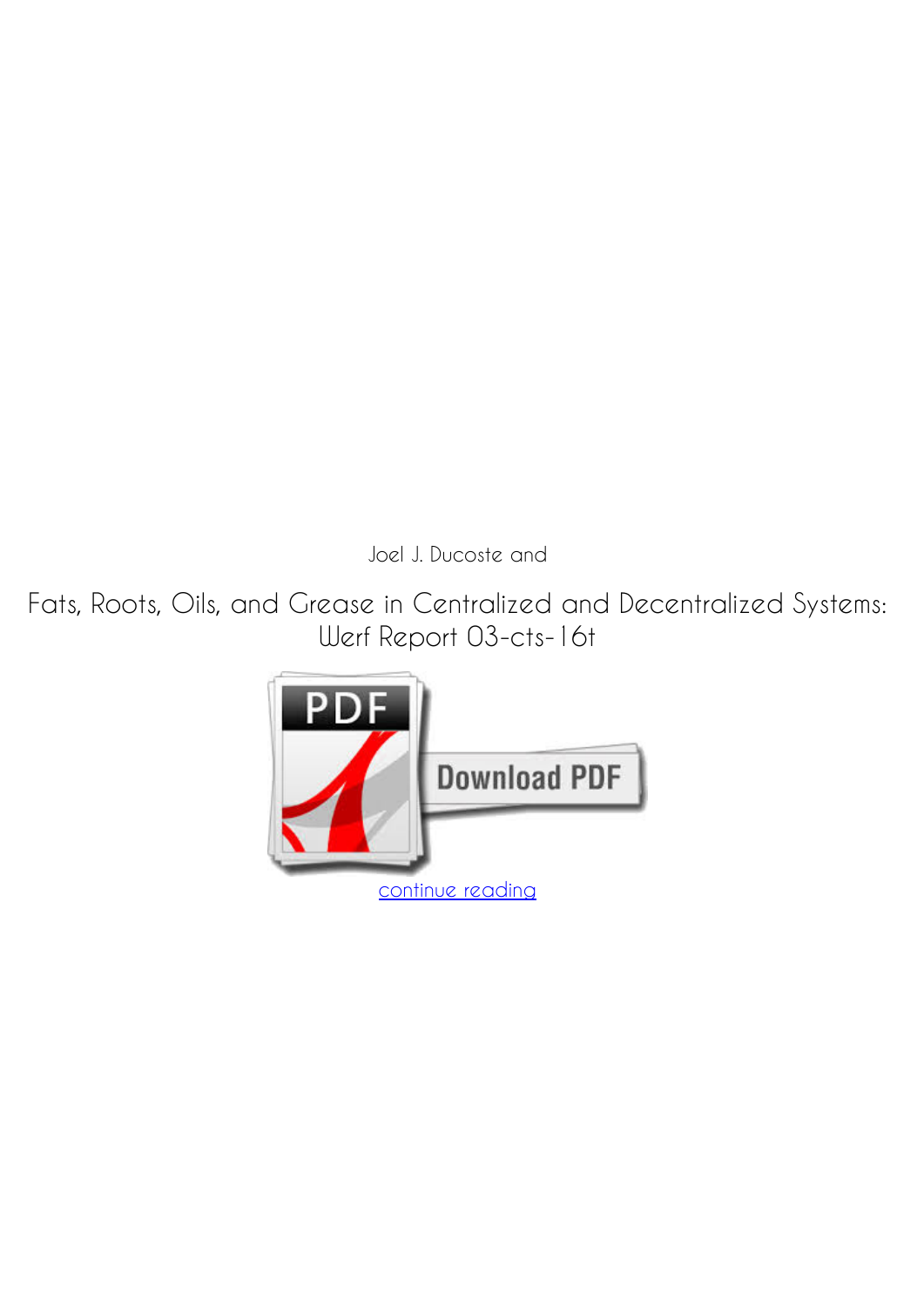Joel J. Ducoste and

Fats, Roots, Oils, and Grease in Centralized and Decentralized Systems: Werf Report 03-cts-16t

continue reading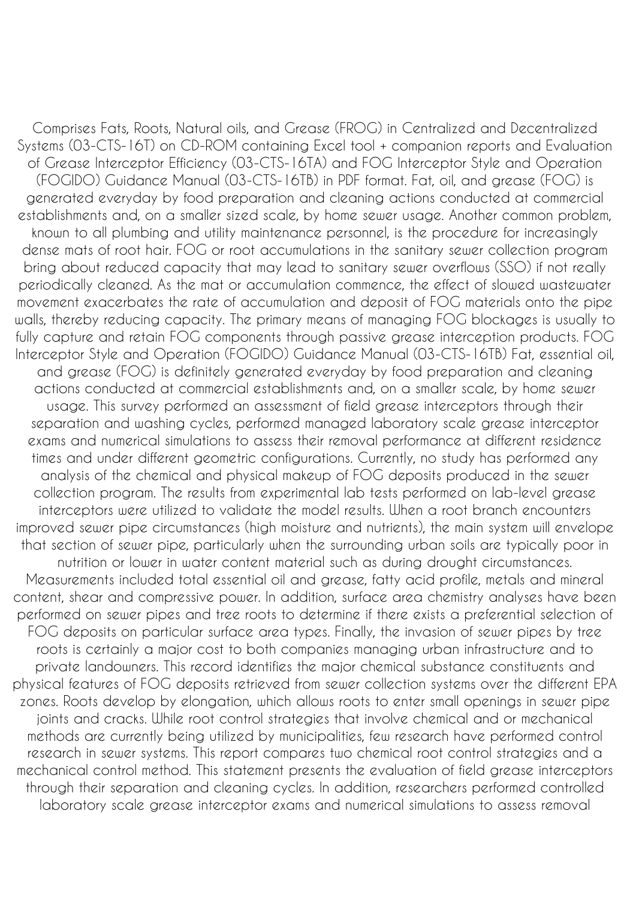Comprises Fats, Roots, Natural oils, and Grease (FROG) in Centralized and Decentralized Systems (03-CTS-16T) on CD-ROM containing Excel tool + companion reports and Evaluation of Grease Interceptor Efficiency (03-CTS-16TA) and FOG Interceptor Style and Operation (FOGIDO) Guidance Manual (03-CTS-16TB) in PDF format. Fat, oil, and grease (FOG) is generated everyday by food preparation and cleaning actions conducted at commercial establishments and, on a smaller sized scale, by home sewer usage. Another common problem, known to all plumbing and utility maintenance personnel, is the procedure for increasingly dense mats of root hair. FOG or root accumulations in the sanitary sewer collection program bring about reduced capacity that may lead to sanitary sewer overflows (SSO) if not really periodically cleaned. As the mat or accumulation commence, the effect of slowed wastewater movement exacerbates the rate of accumulation and deposit of FOG materials onto the pipe walls, thereby reducing capacity. The primary means of managing FOG blockages is usually to fully capture and retain FOG components through passive grease interception products. FOG Interceptor Style and Operation (FOGIDO) Guidance Manual (03-CTS-16TB) Fat, essential oil, and grease (FOG) is definitely generated everyday by food preparation and cleaning actions conducted at commercial establishments and, on a smaller scale, by home sewer usage. This survey performed an assessment of field grease interceptors through their separation and washing cycles, performed managed laboratory scale grease interceptor exams and numerical simulations to assess their removal performance at different residence times and under different geometric configurations. Currently, no study has performed any analysis of the chemical and physical makeup of FOG deposits produced in the sewer collection program. The results from experimental lab tests performed on lab-level grease interceptors were utilized to validate the model results. When a root branch encounters improved sewer pipe circumstances (high moisture and nutrients), the main system will envelope that section of sewer pipe, particularly when the surrounding urban soils are typically poor in nutrition or lower in water content material such as during drought circumstances. Measurements included total essential oil and grease, fatty acid profile, metals and mineral content, shear and compressive power. In addition, surface area chemistry analyses have been performed on sewer pipes and tree roots to determine if there exists a preferential selection of FOG deposits on particular surface area types. Finally, the invasion of sewer pipes by tree roots is certainly a major cost to both companies managing urban infrastructure and to private landowners. This record identifies the major chemical substance constituents and physical features of FOG deposits retrieved from sewer collection systems over the different EPA zones. Roots develop by elongation, which allows roots to enter small openings in sewer pipe joints and cracks. While root control strategies that involve chemical and or mechanical methods are currently being utilized by municipalities, few research have performed control research in sewer systems. This report compares two chemical root control strategies and a mechanical control method. This statement presents the evaluation of field grease interceptors through their separation and cleaning cycles. In addition, researchers performed controlled laboratory scale grease interceptor exams and numerical simulations to assess removal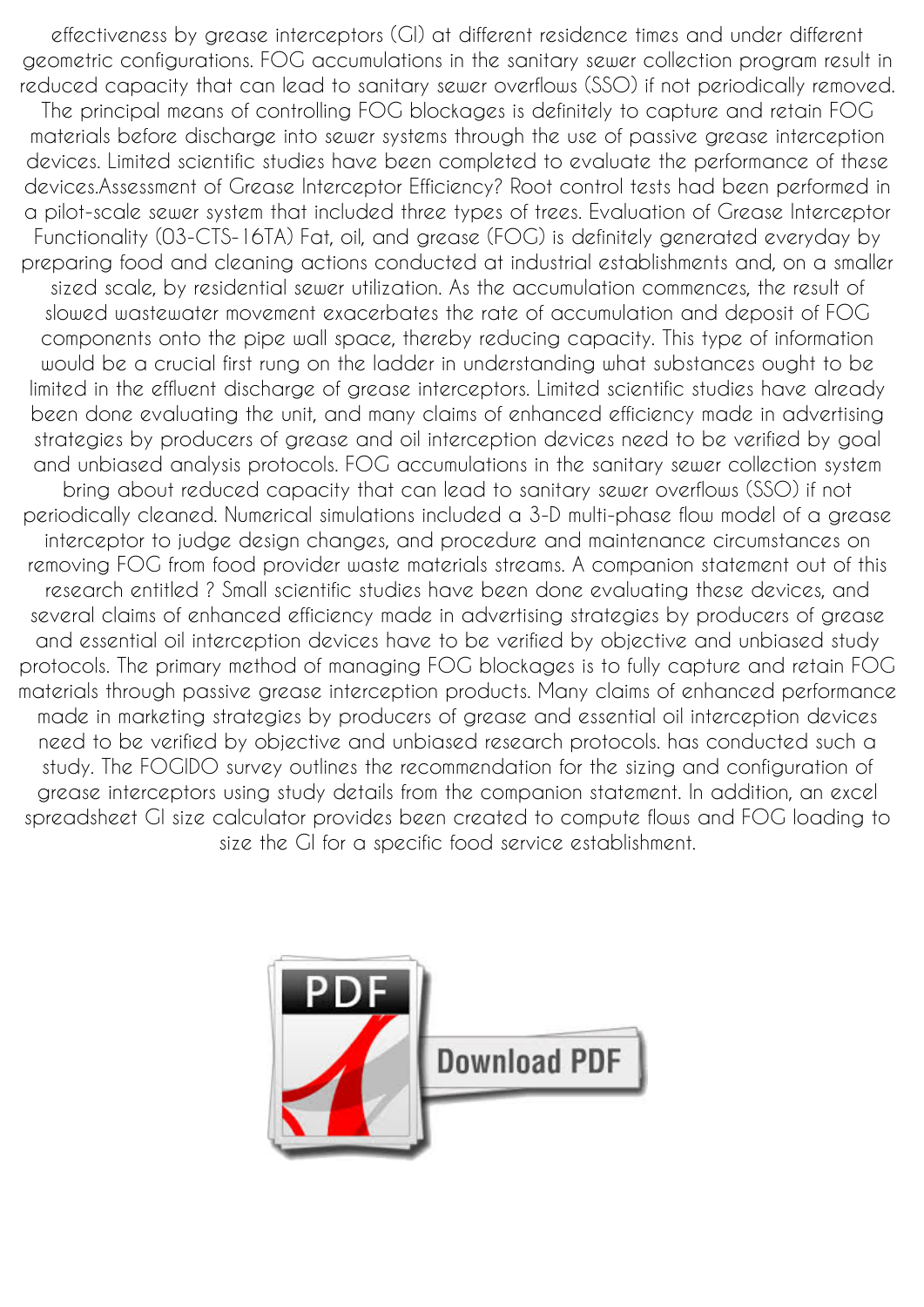effectiveness by grease interceptors (GI) at different residence times and under different geometric configurations. FOG accumulations in the sanitary sewer collection program result in reduced capacity that can lead to sanitary sewer overflows (SSO) if not periodically removed. The principal means of controlling FOG blockages is definitely to capture and retain FOG materials before discharge into sewer systems through the use of passive grease interception devices. Limited scientific studies have been completed to evaluate the performance of these devices.Assessment of Grease Interceptor Efficiency? Root control tests had been performed in a pilot-scale sewer system that included three types of trees. Evaluation of Grease Interceptor Functionality (03-CTS-16TA) Fat, oil, and grease (FOG) is definitely generated everyday by preparing food and cleaning actions conducted at industrial establishments and, on a smaller sized scale, by residential sewer utilization. As the accumulation commences, the result of slowed wastewater movement exacerbates the rate of accumulation and deposit of FOG components onto the pipe wall space, thereby reducing capacity. This type of information would be a crucial first rung on the ladder in understanding what substances ought to be limited in the effluent discharge of grease interceptors. Limited scientific studies have already been done evaluating the unit, and many claims of enhanced efficiency made in advertising strategies by producers of grease and oil interception devices need to be verified by goal and unbiased analysis protocols. FOG accumulations in the sanitary sewer collection system bring about reduced capacity that can lead to sanitary sewer overflows (SSO) if not periodically cleaned. Numerical simulations included a 3-D multi-phase flow model of a grease interceptor to judge design changes, and procedure and maintenance circumstances on removing FOG from food provider waste materials streams. A companion statement out of this research entitled ? Small scientific studies have been done evaluating these devices, and several claims of enhanced efficiency made in advertising strategies by producers of grease and essential oil interception devices have to be verified by objective and unbiased study protocols. The primary method of managing FOG blockages is to fully capture and retain FOG materials through passive grease interception products. Many claims of enhanced performance made in marketing strategies by producers of grease and essential oil interception devices need to be verified by objective and unbiased research protocols. has conducted such a study. The FOGIDO survey outlines the recommendation for the sizing and configuration of grease interceptors using study details from the companion statement. In addition, an excel spreadsheet GI size calculator provides been created to compute flows and FOG loading to size the GI for a specific food service establishment.

Download PDF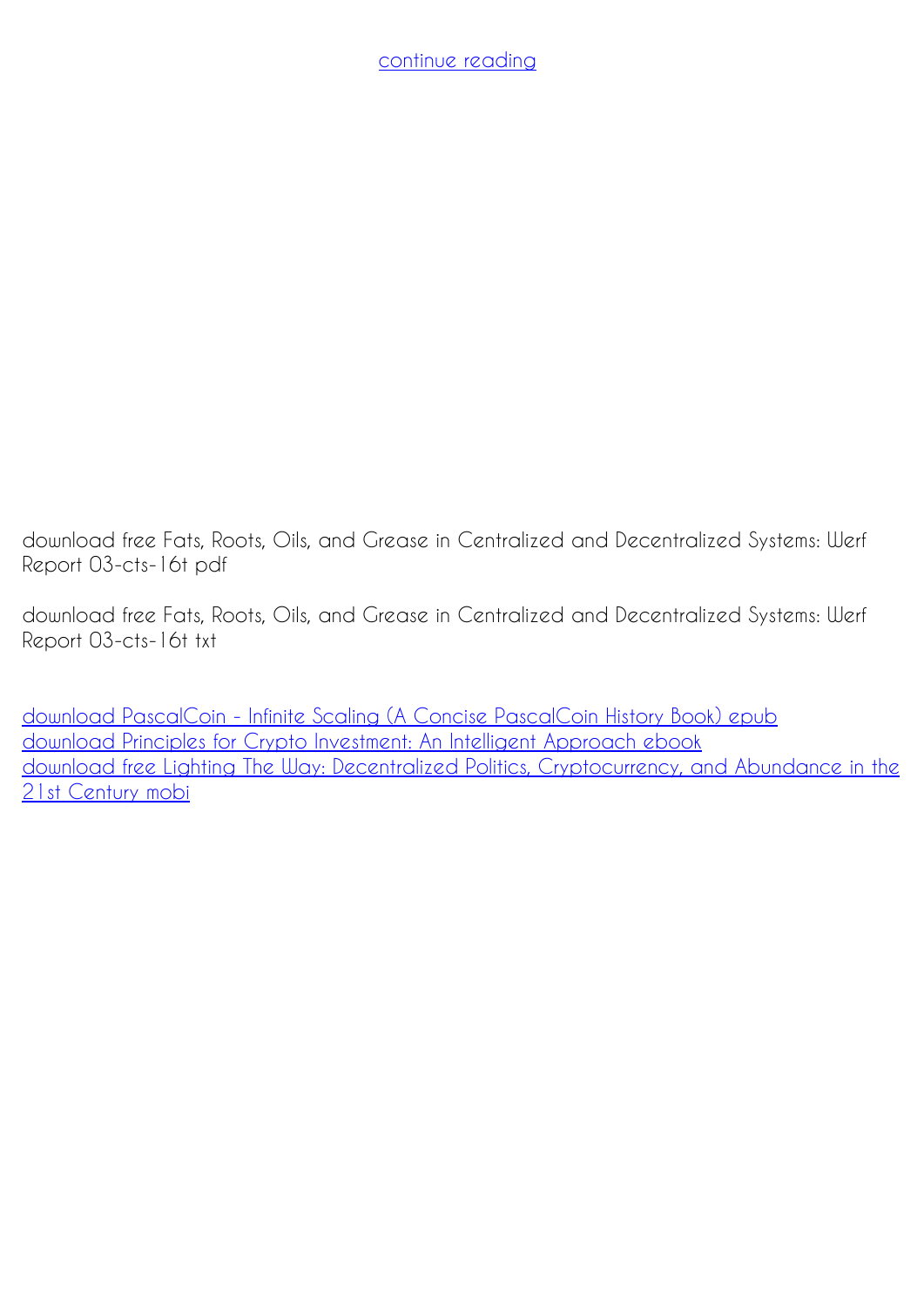continue reading

download free Fats, Roots, Oils, and Grease in Centralized and Decentralized Systems: Werf Report 03-cts-16t pdf

download free Fats, Roots, Oils, and Grease in Centralized and Decentralized Systems: Werf Report 03-cts-16t txt

download PascalCoin - Infinite Scaling (A Concise PascalCoin History Book) epub
download Principles for Crypto Investment: An Intelligent Approach ebook
download free Lighting The Way: Decentralized Politics, Cryptocurrency, and Abundance in the 21st Century mobi